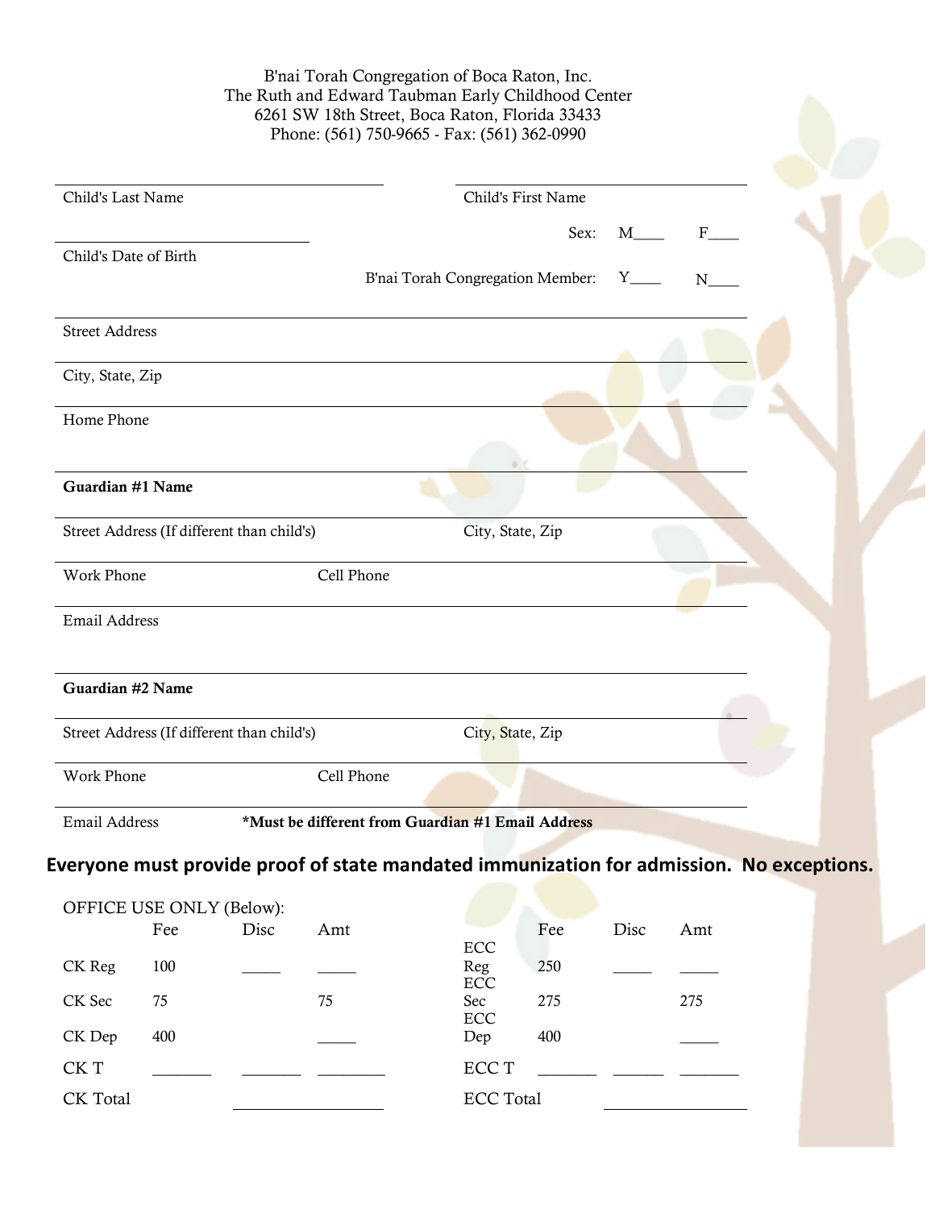B'nai Torah Congregation of Boca Raton, Inc.
The Ruth and Edward Taubman Early Childhood Center
6261 SW 18th Street, Boca Raton, Florida 33433
Phone: (561) 750-9665 - Fax: (561) 362-0990

Child's Last Name ______________________ Child's First Name ______________________

Sex: M____ F____

Child's Date of Birth ______________________

B'nai Torah Congregation Member: Y____ N____

Street Address

City, State, Zip

Home Phone

**Guardian #1 Name**

Street Address (If different than child's) City, State, Zip

Work Phone Cell Phone

Email Address

**Guardian #2 Name**

Street Address (If different than child's) City, State, Zip

Work Phone Cell Phone

Email Address **\*Must be different from Guardian #1 Email Address**

**Everyone must provide proof of state mandated immunization for admission. No exceptions.**

OFFICE USE ONLY (Below):

| | Fee | Disc | Amt | | Fee | Disc | Amt |
|---|---|---|---|---|---|---|---|
| CK Reg | 100 | _____ | _____ | ECC Reg | 250 | _____ | _____ |
| CK Sec | 75 | | 75 | ECC Sec | 275 | | 275 |
| CK Dep | 400 | | _____ | ECC Dep | 400 | | _____ |
| CK T | _______ | _______ | ________ | ECC T | _______ | ______ | _______ |
| CK Total | | ________________ | | ECC Total | | ________________ | |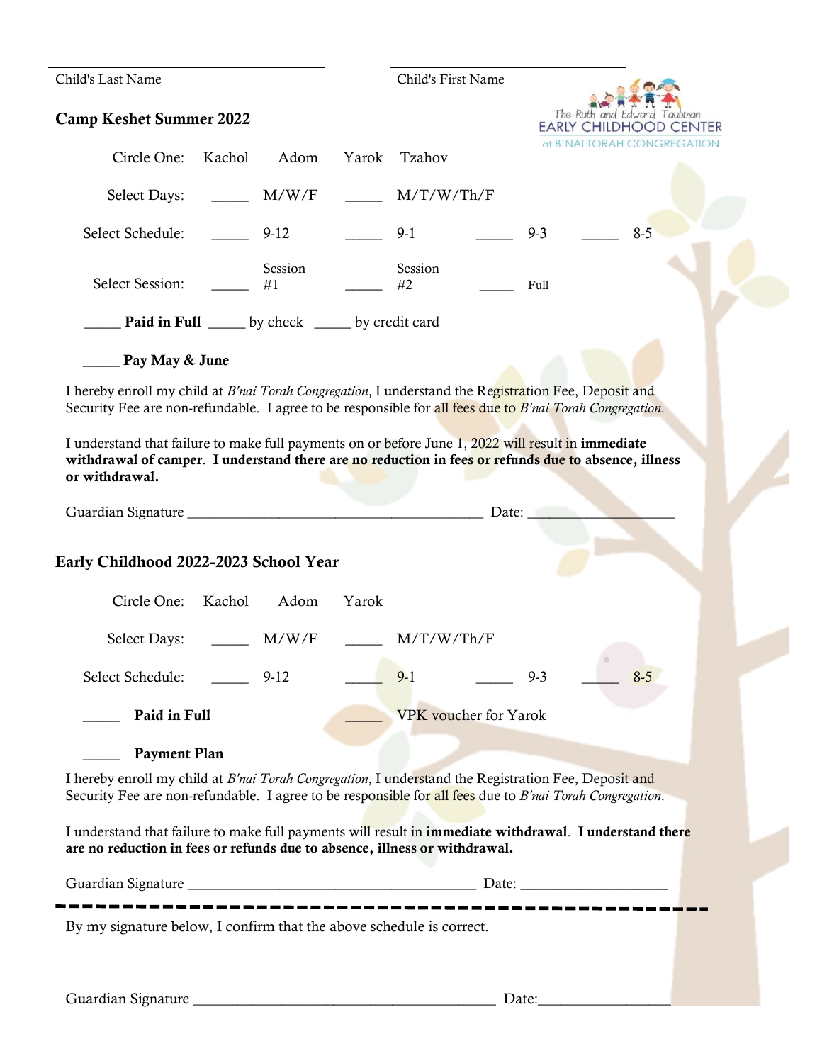\_\_\_\_\_\_\_\_\_\_\_\_\_\_\_\_\_\_\_\_\_\_\_\_\_\_\_\_\_\_\_\_\_\_ \_\_\_\_\_\_\_\_\_\_\_\_\_\_\_\_\_\_\_\_\_\_\_\_\_\_\_\_

Child's Last Name Child's First Name

The Ruth and Edward Taubman
EARLY CHILDHOOD CENTER
at B'NAI TORAH CONGREGATION

### Camp Keshet Summer 2022

Circle One: Kachol Adom Yarok Tzahov

Select Days: _____ M/W/F _____ M/T/W/Th/F

Select Schedule: _____ 9-12 _____ 9-1 _____ 9-3 _____ 8-5

Select Session: _____ Session #1 _____ Session #2 _____ Full

_____ **Paid in Full** _____ by check _____ by credit card

_____ **Pay May & June**

I hereby enroll my child at *B'nai Torah Congregation*, I understand the Registration Fee, Deposit and Security Fee are non-refundable. I agree to be responsible for all fees due to *B'nai Torah Congregation*.

I understand that failure to make full payments on or before June 1, 2022 will result in **immediate withdrawal of camper**. **I understand there are no reduction in fees or refunds due to absence, illness or withdrawal.**

Guardian Signature ________________________________________ Date: ____________________

### Early Childhood 2022-2023 School Year

Circle One: Kachol Adom Yarok

Select Days: _____ M/W/F _____ M/T/W/Th/F

Select Schedule: _____ 9-12 _____ 9-1 _____ 9-3 _____ 8-5

_____ **Paid in Full** _____ VPK voucher for Yarok

_____ **Payment Plan**

I hereby enroll my child at *B'nai Torah Congregation*, I understand the Registration Fee, Deposit and Security Fee are non-refundable. I agree to be responsible for all fees due to *B'nai Torah Congregation*.

I understand that failure to make full payments will result in **immediate withdrawal**. **I understand there are no reduction in fees or refunds due to absence, illness or withdrawal.**

Guardian Signature ________________________________________ Date: ____________________

---

By my signature below, I confirm that the above schedule is correct.

Guardian Signature ________________________________________ Date:__________________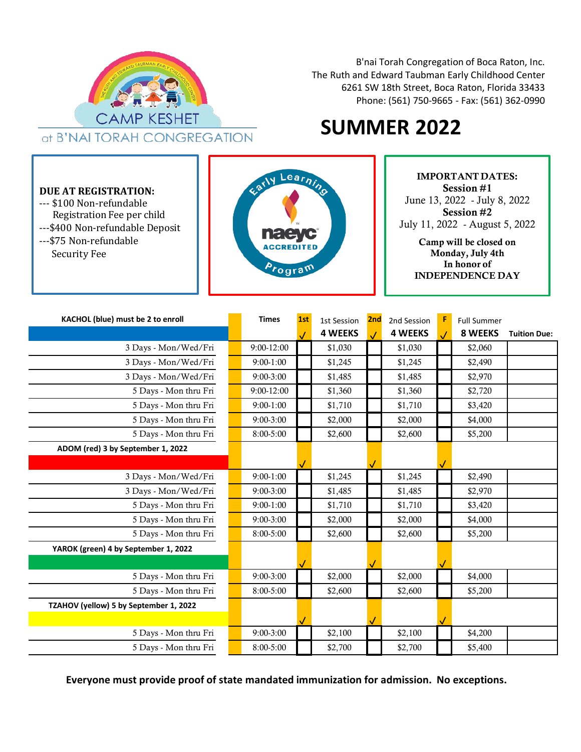B'nai Torah Congregation of Boca Raton, Inc.
The Ruth and Edward Taubman Early Childhood Center
6261 SW 18th Street, Boca Raton, Florida 33433
Phone: (561) 750-9665 - Fax: (561) 362-0990

CAMP KESHET at B'NAI TORAH CONGREGATION

# SUMMER 2022

**DUE AT REGISTRATION:**
--- $100 Non-refundable Registration Fee per child
---$400 Non-refundable Deposit
---$75 Non-refundable Security Fee

Early Learning Program naeyc ACCREDITED

**IMPORTANT DATES:**
**Session #1**
June 13, 2022 - July 8, 2022
**Session #2**
July 11, 2022 - August 5, 2022

**Camp will be closed on Monday, July 4th In honor of INDEPENDENCE DAY**

| KACHOL (blue) must be 2 to enroll | Times | 1st ✓ | 1st Session 4 WEEKS | 2nd ✓ | 2nd Session 4 WEEKS | F ✓ | Full Summer 8 WEEKS | Tuition Due: |
|---|---|---|---|---|---|---|---|---|
| 3 Days - Mon/Wed/Fri | 9:00-12:00 | | $1,030 | | $1,030 | | $2,060 | |
| 3 Days - Mon/Wed/Fri | 9:00-1:00 | | $1,245 | | $1,245 | | $2,490 | |
| 3 Days - Mon/Wed/Fri | 9:00-3:00 | | $1,485 | | $1,485 | | $2,970 | |
| 5 Days - Mon thru Fri | 9:00-12:00 | | $1,360 | | $1,360 | | $2,720 | |
| 5 Days - Mon thru Fri | 9:00-1:00 | | $1,710 | | $1,710 | | $3,420 | |
| 5 Days - Mon thru Fri | 9:00-3:00 | | $2,000 | | $2,000 | | $4,000 | |
| 5 Days - Mon thru Fri | 8:00-5:00 | | $2,600 | | $2,600 | | $5,200 | |
| **ADOM (red) 3 by September 1, 2022** | | ✓ | | ✓ | | ✓ | | |
| 3 Days - Mon/Wed/Fri | 9:00-1:00 | | $1,245 | | $1,245 | | $2,490 | |
| 3 Days - Mon/Wed/Fri | 9:00-3:00 | | $1,485 | | $1,485 | | $2,970 | |
| 5 Days - Mon thru Fri | 9:00-1:00 | | $1,710 | | $1,710 | | $3,420 | |
| 5 Days - Mon thru Fri | 9:00-3:00 | | $2,000 | | $2,000 | | $4,000 | |
| 5 Days - Mon thru Fri | 8:00-5:00 | | $2,600 | | $2,600 | | $5,200 | |
| **YAROK (green) 4 by September 1, 2022** | | ✓ | | ✓ | | ✓ | | |
| 5 Days - Mon thru Fri | 9:00-3:00 | | $2,000 | | $2,000 | | $4,000 | |
| 5 Days - Mon thru Fri | 8:00-5:00 | | $2,600 | | $2,600 | | $5,200 | |
| **TZAHOV (yellow) 5 by September 1, 2022** | | ✓ | | ✓ | | ✓ | | |
| 5 Days - Mon thru Fri | 9:00-3:00 | | $2,100 | | $2,100 | | $4,200 | |
| 5 Days - Mon thru Fri | 8:00-5:00 | | $2,700 | | $2,700 | | $5,400 | |

**Everyone must provide proof of state mandated immunization for admission. No exceptions.**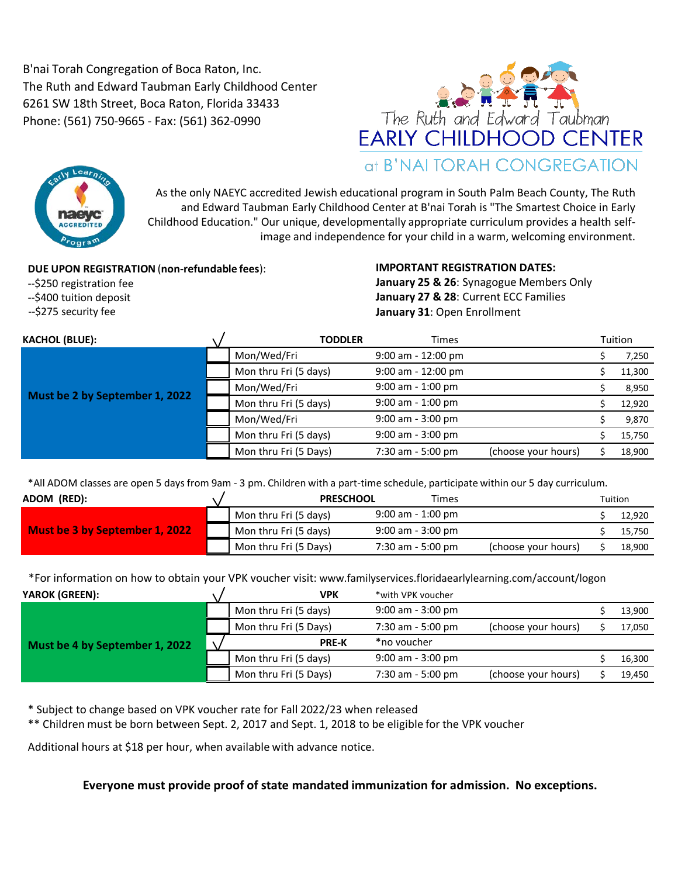B'nai Torah Congregation of Boca Raton, Inc.
The Ruth and Edward Taubman Early Childhood Center
6261 SW 18th Street, Boca Raton, Florida 33433
Phone: (561) 750-9665 - Fax: (561) 362-0990

The Ruth and Edward Taubman
EARLY CHILDHOOD CENTER
at B'NAI TORAH CONGREGATION

As the only NAEYC accredited Jewish educational program in South Palm Beach County, The Ruth and Edward Taubman Early Childhood Center at B'nai Torah is "The Smartest Choice in Early Childhood Education." Our unique, developmentally appropriate curriculum provides a health self-image and independence for your child in a warm, welcoming environment.

**DUE UPON REGISTRATION** (**non-refundable fees**):
--$250 registration fee
--$400 tuition deposit
--$275 security fee

**IMPORTANT REGISTRATION DATES:**
**January 25 & 26**: Synagogue Members Only
**January 27 & 28**: Current ECC Families
**January 31**: Open Enrollment

| KACHOL (BLUE): | √ | TODDLER | Times | | Tuition |
|---|---|---|---|---|---|
| Must be 2 by September 1, 2022 | | Mon/Wed/Fri | 9:00 am - 12:00 pm | | $ 7,250 |
| | | Mon thru Fri (5 days) | 9:00 am - 12:00 pm | | $ 11,300 |
| | | Mon/Wed/Fri | 9:00 am - 1:00 pm | | $ 8,950 |
| | | Mon thru Fri (5 days) | 9:00 am - 1:00 pm | | $ 12,920 |
| | | Mon/Wed/Fri | 9:00 am - 3:00 pm | | $ 9,870 |
| | | Mon thru Fri (5 days) | 9:00 am - 3:00 pm | | $ 15,750 |
| | | Mon thru Fri (5 Days) | 7:30 am - 5:00 pm | (choose your hours) | $ 18,900 |

*All ADOM classes are open 5 days from 9am - 3 pm. Children with a part-time schedule, participate within our 5 day curriculum.

| ADOM (RED): | √ | PRESCHOOL | Times | | Tuition |
|---|---|---|---|---|---|
| Must be 3 by September 1, 2022 | | Mon thru Fri (5 days) | 9:00 am - 1:00 pm | | $ 12,920 |
| | | Mon thru Fri (5 days) | 9:00 am - 3:00 pm | | $ 15,750 |
| | | Mon thru Fri (5 Days) | 7:30 am - 5:00 pm | (choose your hours) | $ 18,900 |

*For information on how to obtain your VPK voucher visit: www.familyservices.floridaearlylearning.com/account/logon

| YAROK (GREEN): | √ | VPK | *with VPK voucher | | |
|---|---|---|---|---|---|
| Must be 4 by September 1, 2022 | | Mon thru Fri (5 days) | 9:00 am - 3:00 pm | | $ 13,900 |
| | | Mon thru Fri (5 Days) | 7:30 am - 5:00 pm | (choose your hours) | $ 17,050 |
| | √ | PRE-K | *no voucher | | |
| | | Mon thru Fri (5 days) | 9:00 am - 3:00 pm | | $ 16,300 |
| | | Mon thru Fri (5 Days) | 7:30 am - 5:00 pm | (choose your hours) | $ 19,450 |

\* Subject to change based on VPK voucher rate for Fall 2022/23 when released
** Children must be born between Sept. 2, 2017 and Sept. 1, 2018 to be eligible for the VPK voucher

Additional hours at $18 per hour, when available with advance notice.

**Everyone must provide proof of state mandated immunization for admission. No exceptions.**